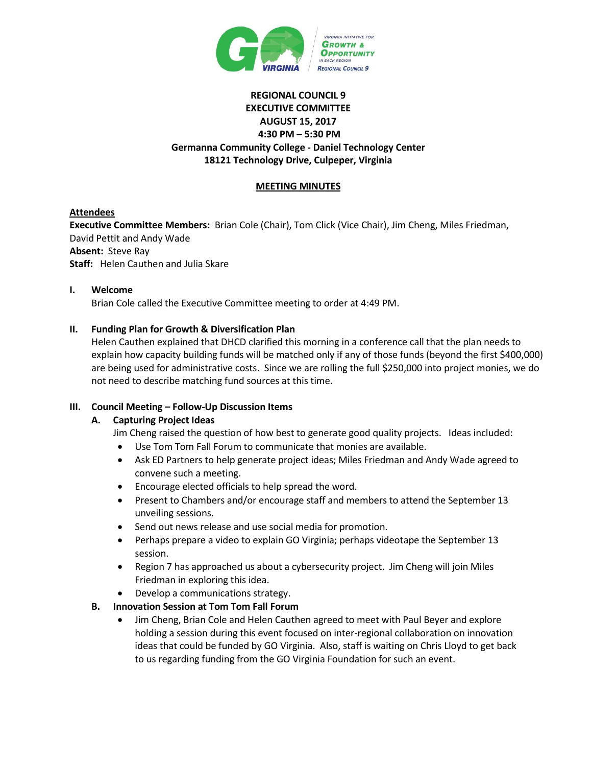**REGIONAL COUNCIL 9**
**EXECUTIVE COMMITTEE**
**AUGUST 15, 2017**
**4:30 PM – 5:30 PM**
**Germanna Community College - Daniel Technology Center**
**18121 Technology Drive, Culpeper, Virginia**

## MEETING MINUTES

**Attendees**

**Executive Committee Members:** Brian Cole (Chair), Tom Click (Vice Chair), Jim Cheng, Miles Friedman, David Pettit and Andy Wade
**Absent:** Steve Ray
**Staff:** Helen Cauthen and Julia Skare

### I. Welcome

Brian Cole called the Executive Committee meeting to order at 4:49 PM.

### II. Funding Plan for Growth & Diversification Plan

Helen Cauthen explained that DHCD clarified this morning in a conference call that the plan needs to explain how capacity building funds will be matched only if any of those funds (beyond the first $400,000) are being used for administrative costs. Since we are rolling the full $250,000 into project monies, we do not need to describe matching fund sources at this time.

### III. Council Meeting – Follow-Up Discussion Items

#### A. Capturing Project Ideas

Jim Cheng raised the question of how best to generate good quality projects. Ideas included:

- Use Tom Tom Fall Forum to communicate that monies are available.
- Ask ED Partners to help generate project ideas; Miles Friedman and Andy Wade agreed to convene such a meeting.
- Encourage elected officials to help spread the word.
- Present to Chambers and/or encourage staff and members to attend the September 13 unveiling sessions.
- Send out news release and use social media for promotion.
- Perhaps prepare a video to explain GO Virginia; perhaps videotape the September 13 session.
- Region 7 has approached us about a cybersecurity project. Jim Cheng will join Miles Friedman in exploring this idea.
- Develop a communications strategy.

#### B. Innovation Session at Tom Tom Fall Forum

- Jim Cheng, Brian Cole and Helen Cauthen agreed to meet with Paul Beyer and explore holding a session during this event focused on inter-regional collaboration on innovation ideas that could be funded by GO Virginia. Also, staff is waiting on Chris Lloyd to get back to us regarding funding from the GO Virginia Foundation for such an event.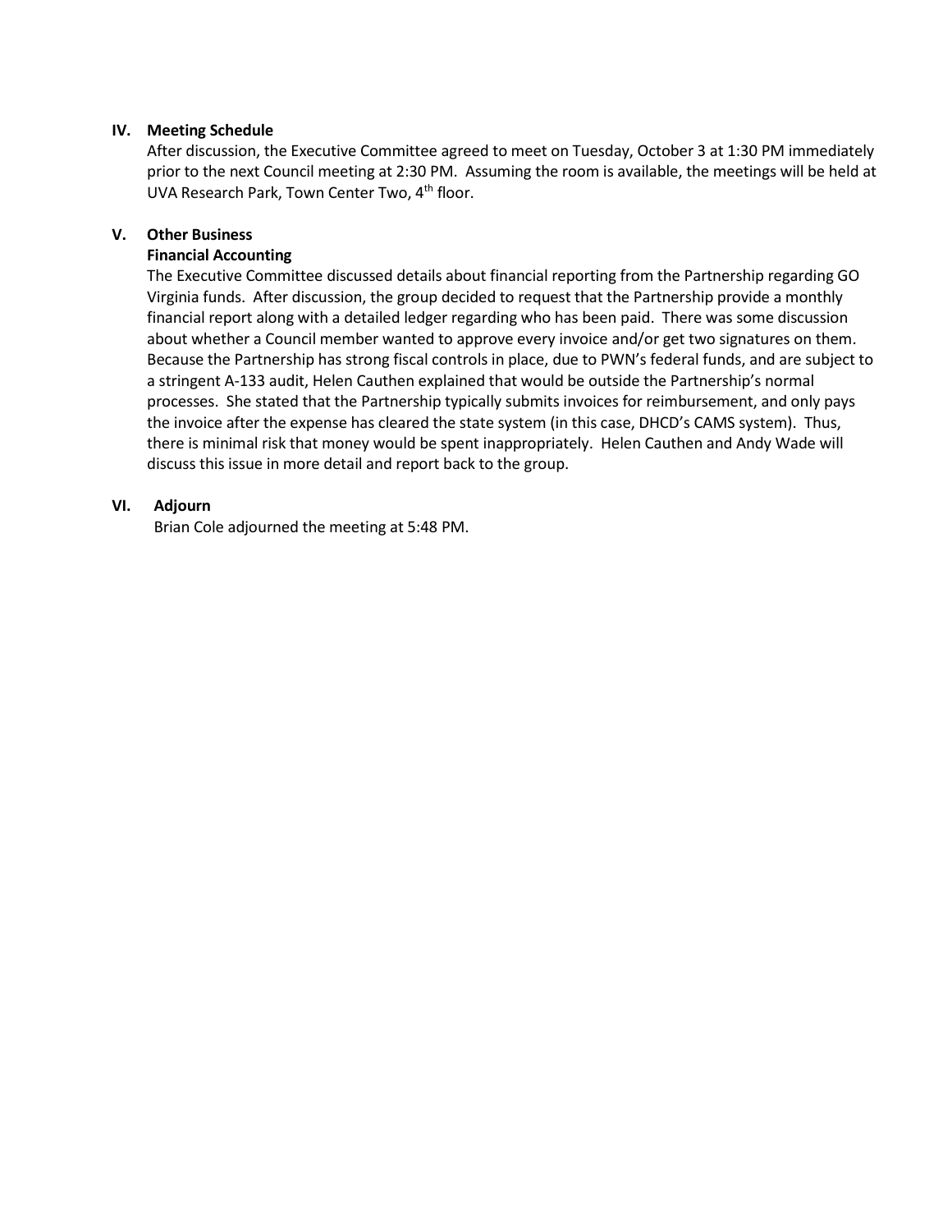## IV. Meeting Schedule

After discussion, the Executive Committee agreed to meet on Tuesday, October 3 at 1:30 PM immediately prior to the next Council meeting at 2:30 PM. Assuming the room is available, the meetings will be held at UVA Research Park, Town Center Two, 4th floor.

## V. Other Business

**Financial Accounting**

The Executive Committee discussed details about financial reporting from the Partnership regarding GO Virginia funds. After discussion, the group decided to request that the Partnership provide a monthly financial report along with a detailed ledger regarding who has been paid. There was some discussion about whether a Council member wanted to approve every invoice and/or get two signatures on them. Because the Partnership has strong fiscal controls in place, due to PWN's federal funds, and are subject to a stringent A-133 audit, Helen Cauthen explained that would be outside the Partnership's normal processes. She stated that the Partnership typically submits invoices for reimbursement, and only pays the invoice after the expense has cleared the state system (in this case, DHCD's CAMS system). Thus, there is minimal risk that money would be spent inappropriately. Helen Cauthen and Andy Wade will discuss this issue in more detail and report back to the group.

## VI. Adjourn

Brian Cole adjourned the meeting at 5:48 PM.